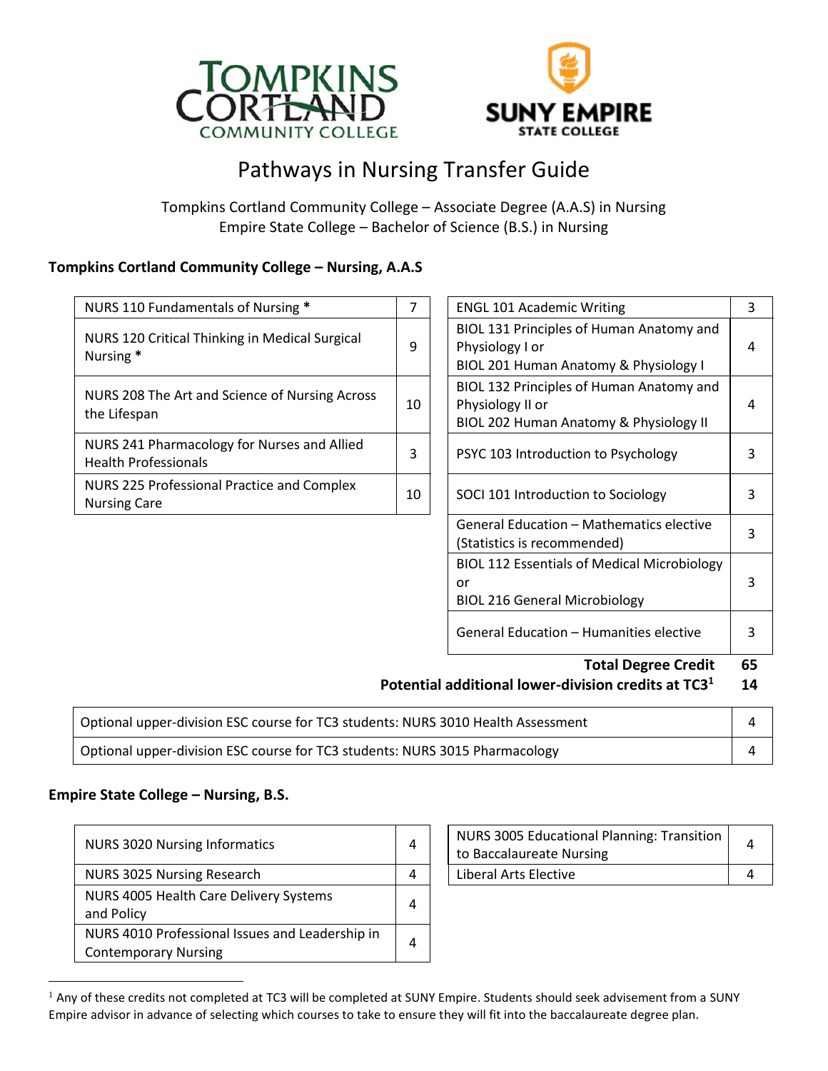# Pathways in Nursing Transfer Guide

Tompkins Cortland Community College – Associate Degree (A.A.S) in Nursing
Empire State College – Bachelor of Science (B.S.) in Nursing

## Tompkins Cortland Community College – Nursing, A.A.S

| Course | Credits |
|---|---|
| NURS 110 Fundamentals of Nursing * | 7 |
| NURS 120 Critical Thinking in Medical Surgical Nursing * | 9 |
| NURS 208 The Art and Science of Nursing Across the Lifespan | 10 |
| NURS 241 Pharmacology for Nurses and Allied Health Professionals | 3 |
| NURS 225 Professional Practice and Complex Nursing Care | 10 |

| Course | Credits |
|---|---|
| ENGL 101 Academic Writing | 3 |
| BIOL 131 Principles of Human Anatomy and Physiology I or BIOL 201 Human Anatomy & Physiology I | 4 |
| BIOL 132 Principles of Human Anatomy and Physiology II or BIOL 202 Human Anatomy & Physiology II | 4 |
| PSYC 103 Introduction to Psychology | 3 |
| SOCI 101 Introduction to Sociology | 3 |
| General Education – Mathematics elective (Statistics is recommended) | 3 |
| BIOL 112 Essentials of Medical Microbiology or BIOL 216 General Microbiology | 3 |
| General Education – Humanities elective | 3 |

**Total Degree Credit** **65**
**Potential additional lower-division credits at TC3[1]** **14**

| Course | Credits |
|---|---|
| Optional upper-division ESC course for TC3 students: NURS 3010 Health Assessment | 4 |
| Optional upper-division ESC course for TC3 students: NURS 3015 Pharmacology | 4 |

## Empire State College – Nursing, B.S.

| Course | Credits |
|---|---|
| NURS 3020 Nursing Informatics | 4 |
| NURS 3025 Nursing Research | 4 |
| NURS 4005 Health Care Delivery Systems and Policy | 4 |
| NURS 4010 Professional Issues and Leadership in Contemporary Nursing | 4 |

| Course | Credits |
|---|---|
| NURS 3005 Educational Planning: Transition to Baccalaureate Nursing | 4 |
| Liberal Arts Elective | 4 |

[1] Any of these credits not completed at TC3 will be completed at SUNY Empire. Students should seek advisement from a SUNY Empire advisor in advance of selecting which courses to take to ensure they will fit into the baccalaureate degree plan.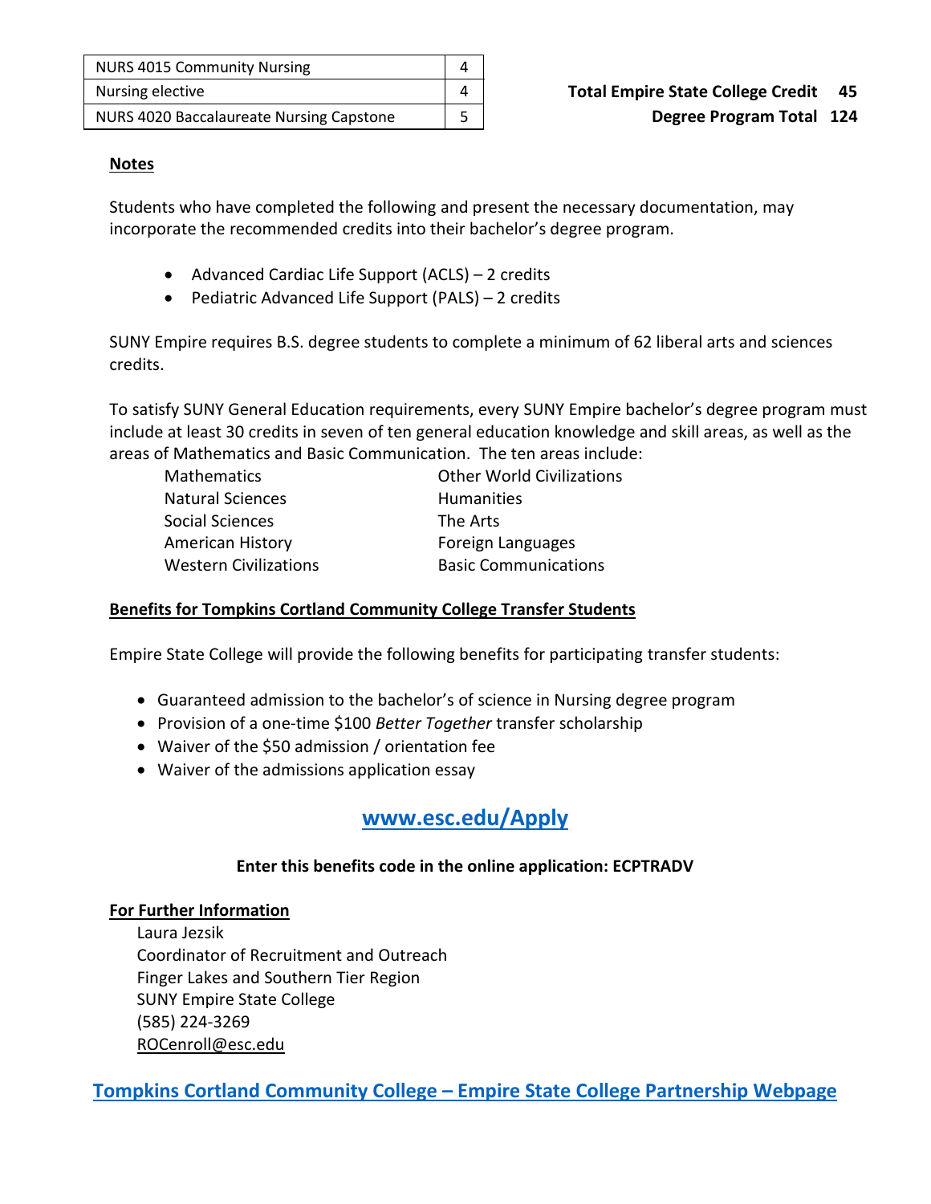| | |
|---|---|
| NURS 4015 Community Nursing | 4 |
| Nursing elective | 4 |
| NURS 4020 Baccalaureate Nursing Capstone | 5 |

**Total Empire State College Credit 45**

**Degree Program Total 124**

**Notes**

Students who have completed the following and present the necessary documentation, may incorporate the recommended credits into their bachelor's degree program.

- Advanced Cardiac Life Support (ACLS) – 2 credits
- Pediatric Advanced Life Support (PALS) – 2 credits

SUNY Empire requires B.S. degree students to complete a minimum of 62 liberal arts and sciences credits.

To satisfy SUNY General Education requirements, every SUNY Empire bachelor's degree program must include at least 30 credits in seven of ten general education knowledge and skill areas, as well as the areas of Mathematics and Basic Communication. The ten areas include:

Mathematics
Natural Sciences
Social Sciences
American History
Western Civilizations
Other World Civilizations
Humanities
The Arts
Foreign Languages
Basic Communications

**Benefits for Tompkins Cortland Community College Transfer Students**

Empire State College will provide the following benefits for participating transfer students:

- Guaranteed admission to the bachelor's of science in Nursing degree program
- Provision of a one-time $100 *Better Together* transfer scholarship
- Waiver of the $50 admission / orientation fee
- Waiver of the admissions application essay

**www.esc.edu/Apply**

**Enter this benefits code in the online application: ECPTRADV**

**For Further Information**

Laura Jezsik
Coordinator of Recruitment and Outreach
Finger Lakes and Southern Tier Region
SUNY Empire State College
(585) 224-3269
ROCenroll@esc.edu

**Tompkins Cortland Community College – Empire State College Partnership Webpage**